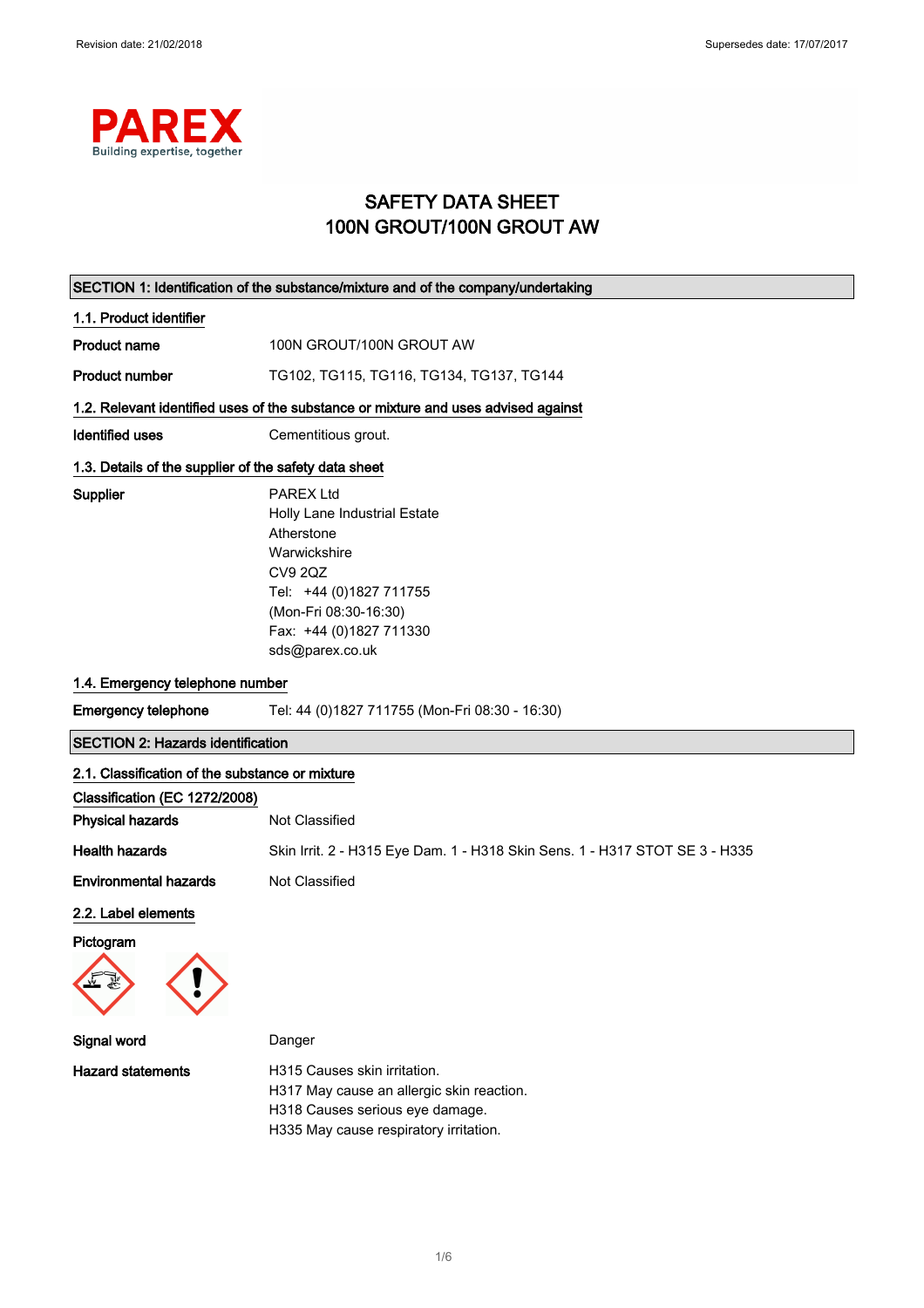Revision date: 21/02/2018 Supersedes date: 17/07/2017

PAREX
Building expertise, together

# SAFETY DATA SHEET
# 100N GROUT/100N GROUT AW

## SECTION 1: Identification of the substance/mixture and of the company/undertaking

### 1.1. Product identifier

| | |
|---|---|
| **Product name** | 100N GROUT/100N GROUT AW |
| **Product number** | TG102, TG115, TG116, TG134, TG137, TG144 |

### 1.2. Relevant identified uses of the substance or mixture and uses advised against

| | |
|---|---|
| **Identified uses** | Cementitious grout. |

### 1.3. Details of the supplier of the safety data sheet

**Supplier**

PAREX Ltd
Holly Lane Industrial Estate
Atherstone
Warwickshire
CV9 2QZ
Tel: +44 (0)1827 711755
(Mon-Fri 08:30-16:30)
Fax: +44 (0)1827 711330
sds@parex.co.uk

### 1.4. Emergency telephone number

| | |
|---|---|
| **Emergency telephone** | Tel: 44 (0)1827 711755 (Mon-Fri 08:30 - 16:30) |

## SECTION 2: Hazards identification

### 2.1. Classification of the substance or mixture

**Classification (EC 1272/2008)**

| | |
|---|---|
| **Physical hazards** | Not Classified |
| **Health hazards** | Skin Irrit. 2 - H315 Eye Dam. 1 - H318 Skin Sens. 1 - H317 STOT SE 3 - H335 |
| **Environmental hazards** | Not Classified |

### 2.2. Label elements

**Pictogram**

**Signal word** Danger

**Hazard statements**

H315 Causes skin irritation.
H317 May cause an allergic skin reaction.
H318 Causes serious eye damage.
H335 May cause respiratory irritation.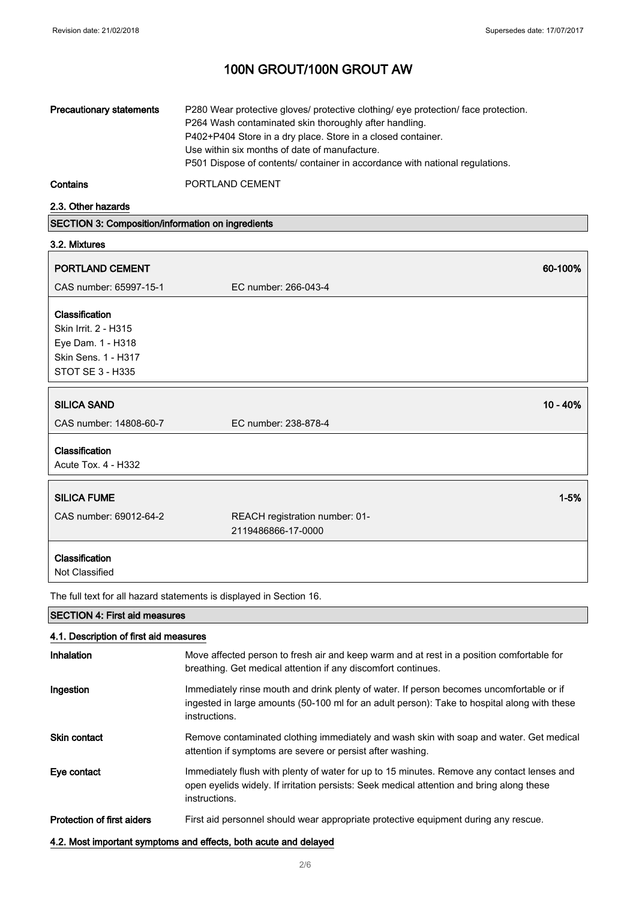| | |
|---|---|
| **Precautionary statements** | P280 Wear protective gloves/ protective clothing/ eye protection/ face protection.<br>P264 Wash contaminated skin thoroughly after handling.<br>P402+P404 Store in a dry place. Store in a closed container.<br>Use within six months of date of manufacture.<br>P501 Dispose of contents/ container in accordance with national regulations. |
| **Contains** | PORTLAND CEMENT |

### 2.3. Other hazards

## SECTION 3: Composition/information on ingredients

### 3.2. Mixtures

| **PORTLAND CEMENT** | | **60-100%** |
|---|---|---|
| CAS number: 65997-15-1 | EC number: 266-043-4 | |

**Classification**
Skin Irrit. 2 - H315
Eye Dam. 1 - H318
Skin Sens. 1 - H317
STOT SE 3 - H335

| **SILICA SAND** | | **10 - 40%** |
|---|---|---|
| CAS number: 14808-60-7 | EC number: 238-878-4 | |

**Classification**
Acute Tox. 4 - H332

| **SILICA FUME** | | **1-5%** |
|---|---|---|
| CAS number: 69012-64-2 | REACH registration number: 01-2119486866-17-0000 | |

**Classification**
Not Classified

The full text for all hazard statements is displayed in Section 16.

## SECTION 4: First aid measures

### 4.1. Description of first aid measures

| | |
|---|---|
| **Inhalation** | Move affected person to fresh air and keep warm and at rest in a position comfortable for breathing. Get medical attention if any discomfort continues. |
| **Ingestion** | Immediately rinse mouth and drink plenty of water. If person becomes uncomfortable or if ingested in large amounts (50-100 ml for an adult person): Take to hospital along with these instructions. |
| **Skin contact** | Remove contaminated clothing immediately and wash skin with soap and water. Get medical attention if symptoms are severe or persist after washing. |
| **Eye contact** | Immediately flush with plenty of water for up to 15 minutes. Remove any contact lenses and open eyelids widely. If irritation persists: Seek medical attention and bring along these instructions. |
| **Protection of first aiders** | First aid personnel should wear appropriate protective equipment during any rescue. |

### 4.2. Most important symptoms and effects, both acute and delayed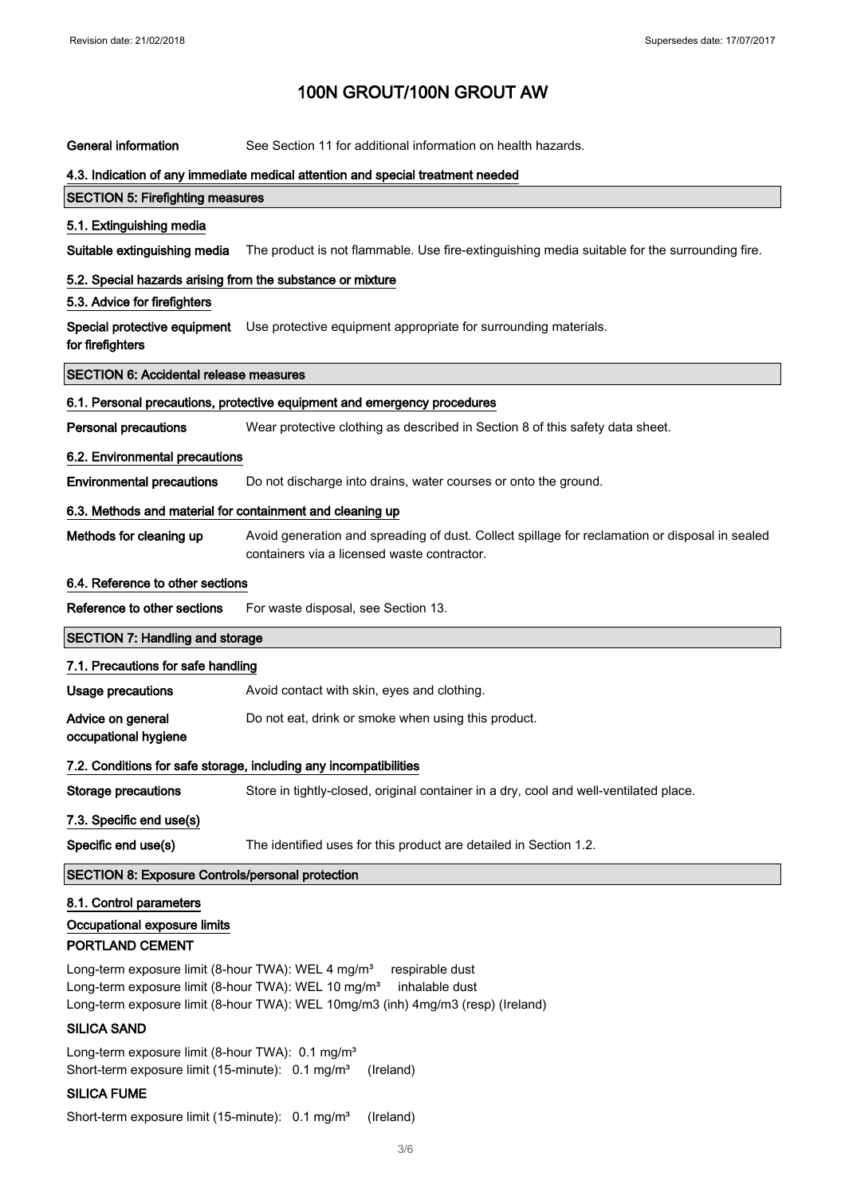# 100N GROUT/100N GROUT AW

**General information** See Section 11 for additional information on health hazards.

### 4.3. Indication of any immediate medical attention and special treatment needed

## SECTION 5: Firefighting measures

### 5.1. Extinguishing media

**Suitable extinguishing media** The product is not flammable. Use fire-extinguishing media suitable for the surrounding fire.

### 5.2. Special hazards arising from the substance or mixture

### 5.3. Advice for firefighters

**Special protective equipment for firefighters** Use protective equipment appropriate for surrounding materials.

## SECTION 6: Accidental release measures

### 6.1. Personal precautions, protective equipment and emergency procedures

**Personal precautions** Wear protective clothing as described in Section 8 of this safety data sheet.

### 6.2. Environmental precautions

**Environmental precautions** Do not discharge into drains, water courses or onto the ground.

### 6.3. Methods and material for containment and cleaning up

**Methods for cleaning up** Avoid generation and spreading of dust. Collect spillage for reclamation or disposal in sealed containers via a licensed waste contractor.

### 6.4. Reference to other sections

**Reference to other sections** For waste disposal, see Section 13.

## SECTION 7: Handling and storage

### 7.1. Precautions for safe handling

**Usage precautions** Avoid contact with skin, eyes and clothing.

**Advice on general occupational hygiene** Do not eat, drink or smoke when using this product.

### 7.2. Conditions for safe storage, including any incompatibilities

**Storage precautions** Store in tightly-closed, original container in a dry, cool and well-ventilated place.

### 7.3. Specific end use(s)

**Specific end use(s)** The identified uses for this product are detailed in Section 1.2.

## SECTION 8: Exposure Controls/personal protection

### 8.1. Control parameters

### Occupational exposure limits

**PORTLAND CEMENT**

Long-term exposure limit (8-hour TWA): WEL 4 mg/m³ respirable dust
Long-term exposure limit (8-hour TWA): WEL 10 mg/m³ inhalable dust
Long-term exposure limit (8-hour TWA): WEL 10mg/m3 (inh) 4mg/m3 (resp) (Ireland)

**SILICA SAND**

Long-term exposure limit (8-hour TWA): 0.1 mg/m³
Short-term exposure limit (15-minute): 0.1 mg/m³ (Ireland)

**SILICA FUME**

Short-term exposure limit (15-minute): 0.1 mg/m³ (Ireland)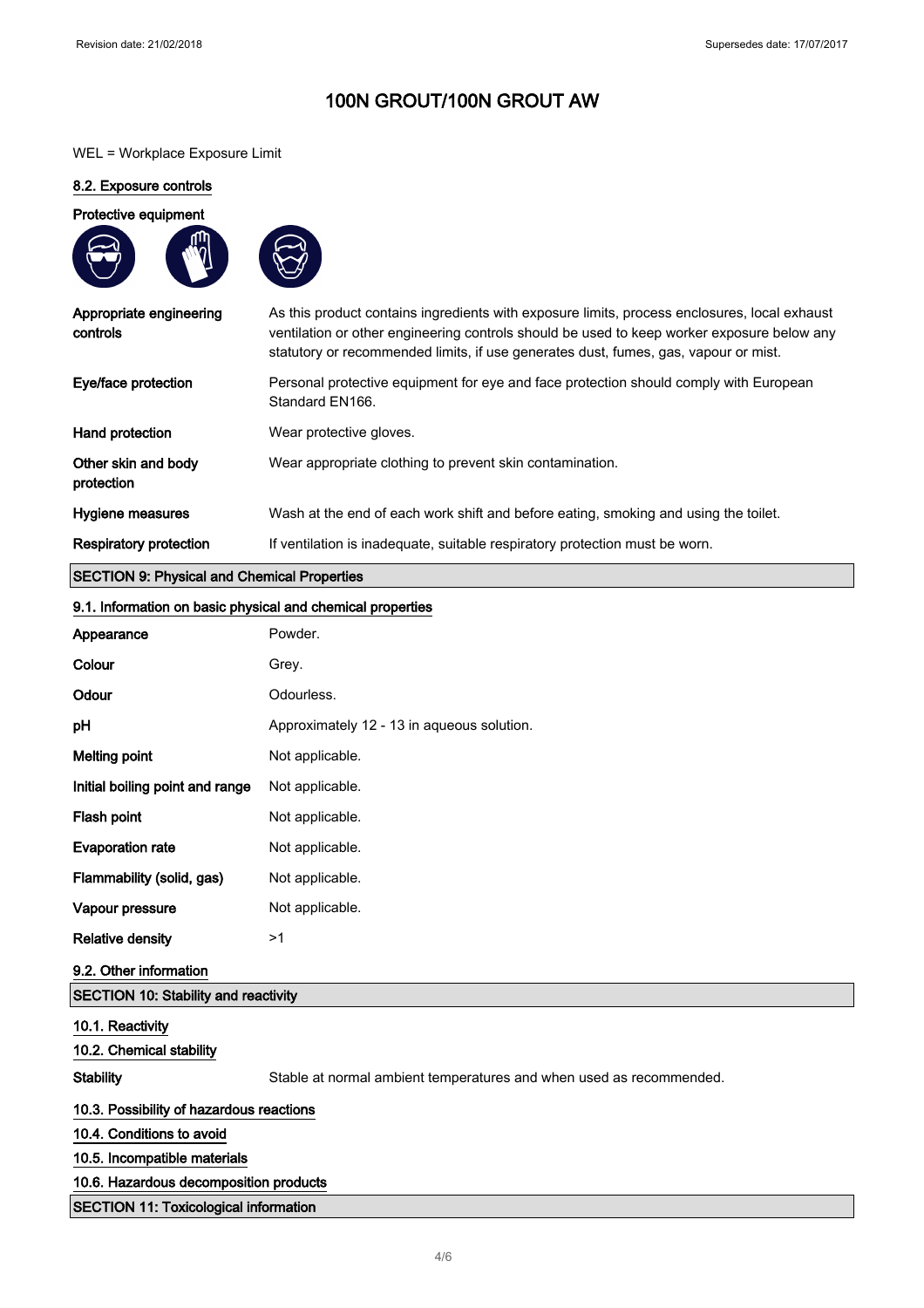# 100N GROUT/100N GROUT AW

WEL = Workplace Exposure Limit

### 8.2. Exposure controls

**Protective equipment**

| | |
|---|---|
| **Appropriate engineering controls** | As this product contains ingredients with exposure limits, process enclosures, local exhaust ventilation or other engineering controls should be used to keep worker exposure below any statutory or recommended limits, if use generates dust, fumes, gas, vapour or mist. |
| **Eye/face protection** | Personal protective equipment for eye and face protection should comply with European Standard EN166. |
| **Hand protection** | Wear protective gloves. |
| **Other skin and body protection** | Wear appropriate clothing to prevent skin contamination. |
| **Hygiene measures** | Wash at the end of each work shift and before eating, smoking and using the toilet. |
| **Respiratory protection** | If ventilation is inadequate, suitable respiratory protection must be worn. |

## SECTION 9: Physical and Chemical Properties

### 9.1. Information on basic physical and chemical properties

| | |
|---|---|
| **Appearance** | Powder. |
| **Colour** | Grey. |
| **Odour** | Odourless. |
| **pH** | Approximately 12 - 13 in aqueous solution. |
| **Melting point** | Not applicable. |
| **Initial boiling point and range** | Not applicable. |
| **Flash point** | Not applicable. |
| **Evaporation rate** | Not applicable. |
| **Flammability (solid, gas)** | Not applicable. |
| **Vapour pressure** | Not applicable. |
| **Relative density** | >1 |

### 9.2. Other information

## SECTION 10: Stability and reactivity

### 10.1. Reactivity

### 10.2. Chemical stability

**Stability** Stable at normal ambient temperatures and when used as recommended.

### 10.3. Possibility of hazardous reactions

### 10.4. Conditions to avoid

### 10.5. Incompatible materials

### 10.6. Hazardous decomposition products

## SECTION 11: Toxicological information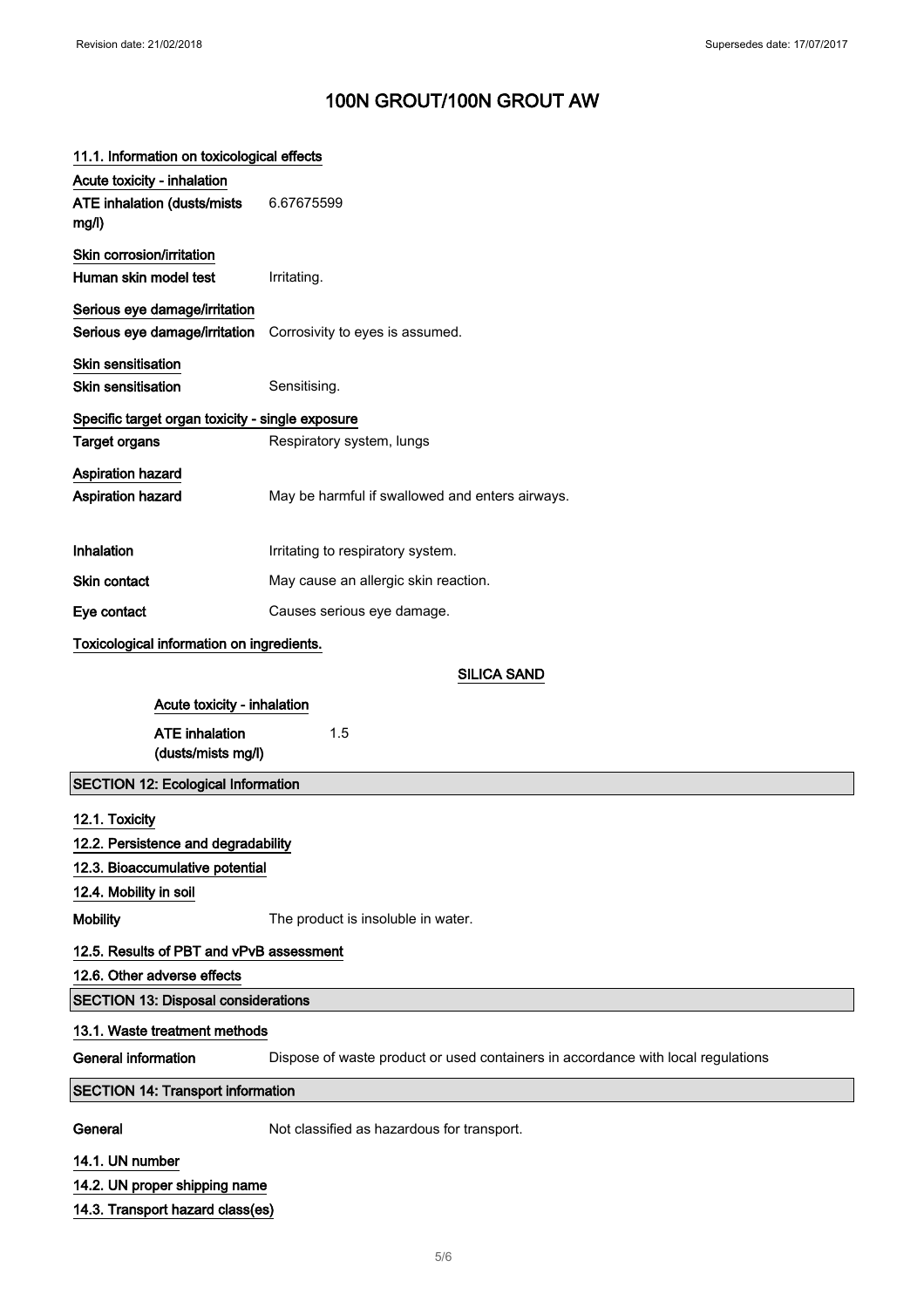# 100N GROUT/100N GROUT AW

### 11.1. Information on toxicological effects

**Acute toxicity - inhalation**

| | |
|---|---|
| **ATE inhalation (dusts/mists mg/l)** | 6.67675599 |

**Skin corrosion/irritation**

| | |
|---|---|
| **Human skin model test** | Irritating. |

**Serious eye damage/irritation**

| | |
|---|---|
| **Serious eye damage/irritation** | Corrosivity to eyes is assumed. |

**Skin sensitisation**

| | |
|---|---|
| **Skin sensitisation** | Sensitising. |

**Specific target organ toxicity - single exposure**

| | |
|---|---|
| **Target organs** | Respiratory system, lungs |

**Aspiration hazard**

| | |
|---|---|
| **Aspiration hazard** | May be harmful if swallowed and enters airways. |

| | |
|---|---|
| **Inhalation** | Irritating to respiratory system. |
| **Skin contact** | May cause an allergic skin reaction. |
| **Eye contact** | Causes serious eye damage. |

**Toxicological information on ingredients.**

**SILICA SAND**

**Acute toxicity - inhalation**

| | |
|---|---|
| **ATE inhalation (dusts/mists mg/l)** | 1.5 |

## SECTION 12: Ecological Information

### 12.1. Toxicity

### 12.2. Persistence and degradability

### 12.3. Bioaccumulative potential

### 12.4. Mobility in soil

| | |
|---|---|
| **Mobility** | The product is insoluble in water. |

### 12.5. Results of PBT and vPvB assessment

### 12.6. Other adverse effects

## SECTION 13: Disposal considerations

### 13.1. Waste treatment methods

| | |
|---|---|
| **General information** | Dispose of waste product or used containers in accordance with local regulations |

## SECTION 14: Transport information

| | |
|---|---|
| **General** | Not classified as hazardous for transport. |

### 14.1. UN number

### 14.2. UN proper shipping name

### 14.3. Transport hazard class(es)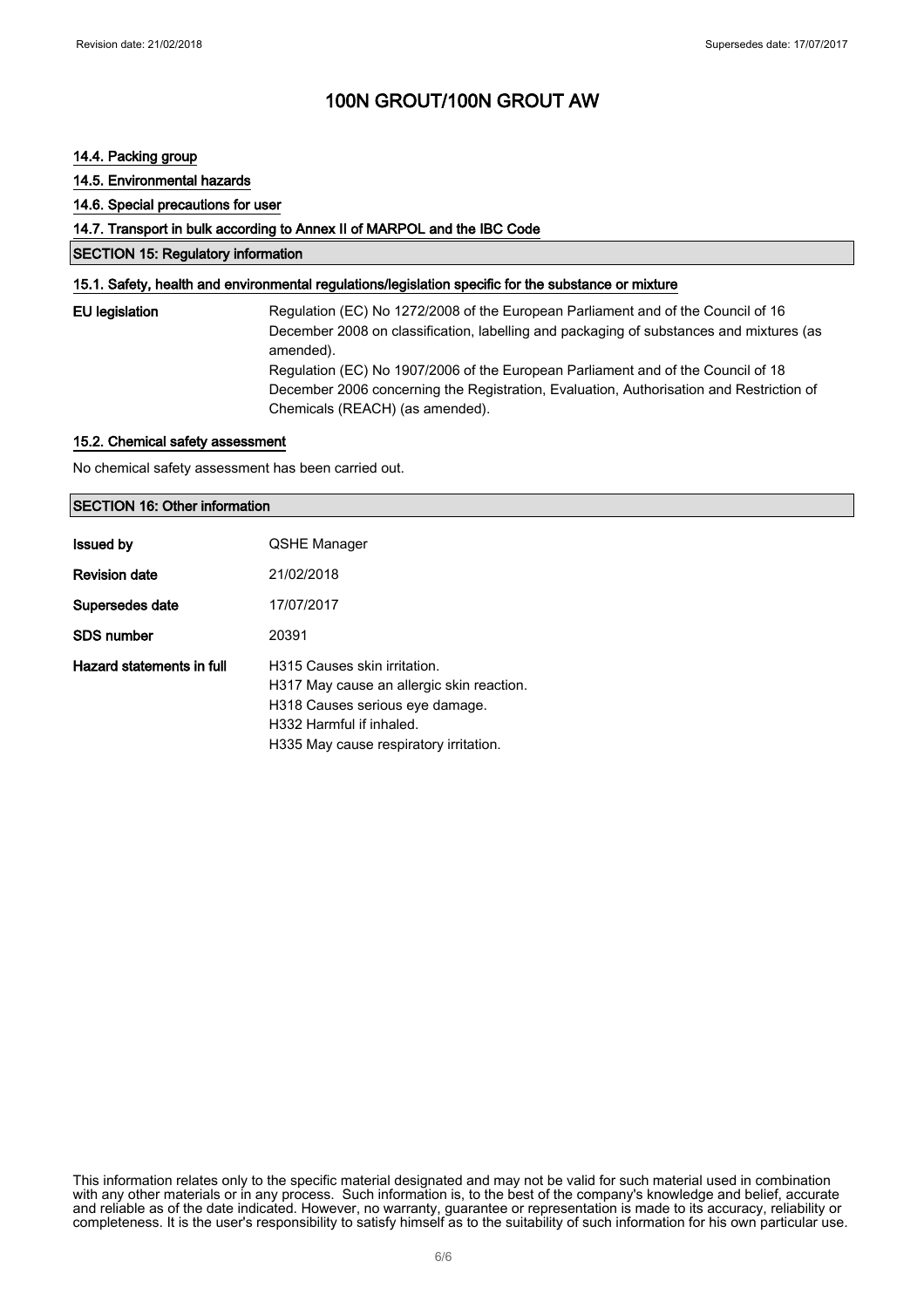#### 14.4. Packing group

#### 14.5. Environmental hazards

#### 14.6. Special precautions for user

#### 14.7. Transport in bulk according to Annex II of MARPOL and the IBC Code

## SECTION 15: Regulatory information

#### 15.1. Safety, health and environmental regulations/legislation specific for the substance or mixture

**EU legislation**

Regulation (EC) No 1272/2008 of the European Parliament and of the Council of 16 December 2008 on classification, labelling and packaging of substances and mixtures (as amended).
Regulation (EC) No 1907/2006 of the European Parliament and of the Council of 18 December 2006 concerning the Registration, Evaluation, Authorisation and Restriction of Chemicals (REACH) (as amended).

#### 15.2. Chemical safety assessment

No chemical safety assessment has been carried out.

## SECTION 16: Other information

| | |
|---|---|
| **Issued by** | QSHE Manager |
| **Revision date** | 21/02/2018 |
| **Supersedes date** | 17/07/2017 |
| **SDS number** | 20391 |
| **Hazard statements in full** | H315 Causes skin irritation.<br>H317 May cause an allergic skin reaction.<br>H318 Causes serious eye damage.<br>H332 Harmful if inhaled.<br>H335 May cause respiratory irritation. |

This information relates only to the specific material designated and may not be valid for such material used in combination with any other materials or in any process. Such information is, to the best of the company's knowledge and belief, accurate and reliable as of the date indicated. However, no warranty, guarantee or representation is made to its accuracy, reliability or completeness. It is the user's responsibility to satisfy himself as to the suitability of such information for his own particular use.